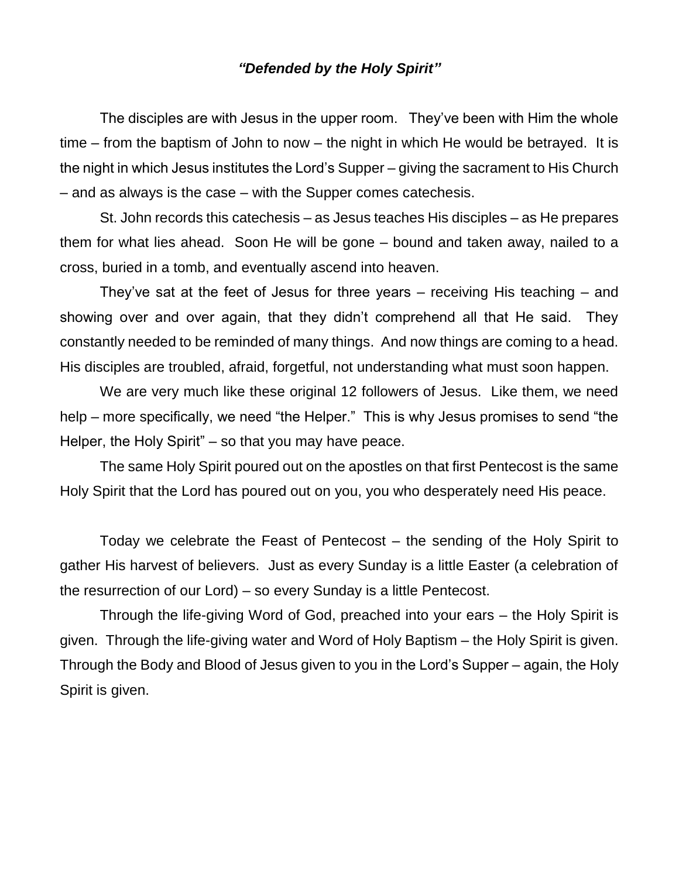## *"Defended by the Holy Spirit"*

The disciples are with Jesus in the upper room. They've been with Him the whole time – from the baptism of John to now – the night in which He would be betrayed. It is the night in which Jesus institutes the Lord's Supper – giving the sacrament to His Church – and as always is the case – with the Supper comes catechesis.

St. John records this catechesis – as Jesus teaches His disciples – as He prepares them for what lies ahead. Soon He will be gone – bound and taken away, nailed to a cross, buried in a tomb, and eventually ascend into heaven.

They've sat at the feet of Jesus for three years – receiving His teaching – and showing over and over again, that they didn't comprehend all that He said. They constantly needed to be reminded of many things. And now things are coming to a head. His disciples are troubled, afraid, forgetful, not understanding what must soon happen.

We are very much like these original 12 followers of Jesus. Like them, we need help – more specifically, we need "the Helper." This is why Jesus promises to send "the Helper, the Holy Spirit" – so that you may have peace.

The same Holy Spirit poured out on the apostles on that first Pentecost is the same Holy Spirit that the Lord has poured out on you, you who desperately need His peace.

Today we celebrate the Feast of Pentecost – the sending of the Holy Spirit to gather His harvest of believers. Just as every Sunday is a little Easter (a celebration of the resurrection of our Lord) – so every Sunday is a little Pentecost.

Through the life-giving Word of God, preached into your ears – the Holy Spirit is given. Through the life-giving water and Word of Holy Baptism – the Holy Spirit is given. Through the Body and Blood of Jesus given to you in the Lord's Supper – again, the Holy Spirit is given.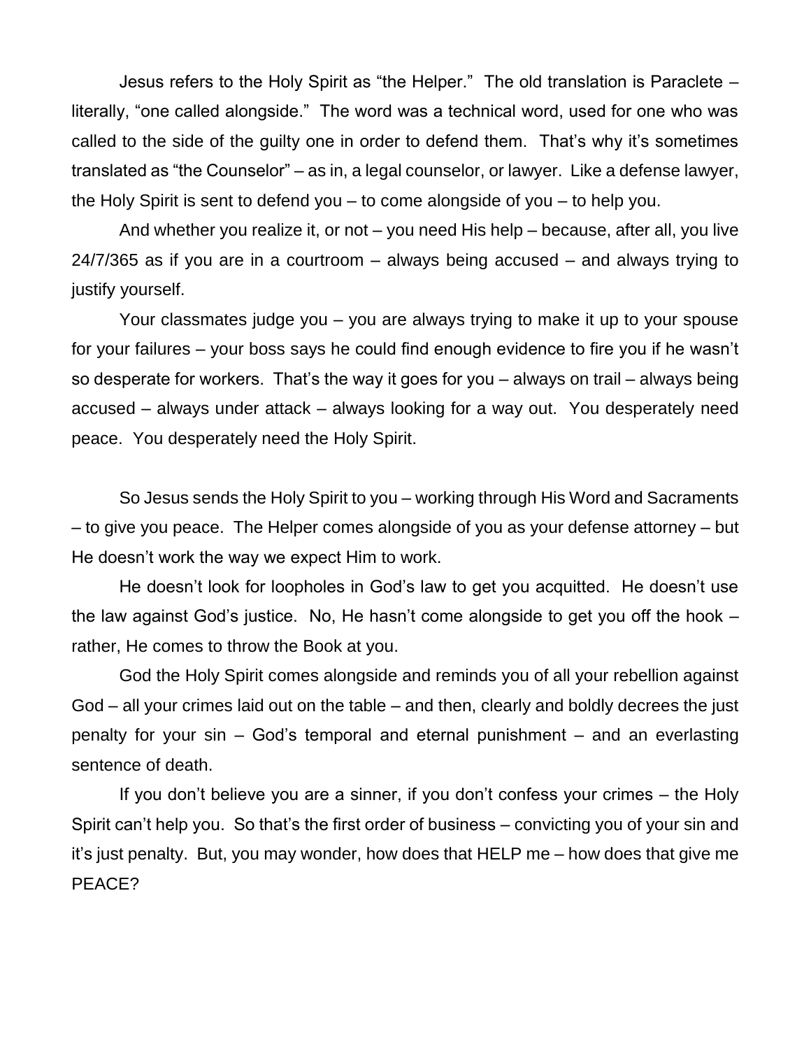Jesus refers to the Holy Spirit as "the Helper." The old translation is Paraclete – literally, "one called alongside." The word was a technical word, used for one who was called to the side of the guilty one in order to defend them. That's why it's sometimes translated as "the Counselor" – as in, a legal counselor, or lawyer. Like a defense lawyer, the Holy Spirit is sent to defend you – to come alongside of you – to help you.

And whether you realize it, or not – you need His help – because, after all, you live 24/7/365 as if you are in a courtroom – always being accused – and always trying to justify yourself.

Your classmates judge you – you are always trying to make it up to your spouse for your failures – your boss says he could find enough evidence to fire you if he wasn't so desperate for workers. That's the way it goes for you – always on trail – always being accused – always under attack – always looking for a way out. You desperately need peace. You desperately need the Holy Spirit.

So Jesus sends the Holy Spirit to you – working through His Word and Sacraments – to give you peace. The Helper comes alongside of you as your defense attorney – but He doesn't work the way we expect Him to work.

He doesn't look for loopholes in God's law to get you acquitted. He doesn't use the law against God's justice. No, He hasn't come alongside to get you off the hook – rather, He comes to throw the Book at you.

God the Holy Spirit comes alongside and reminds you of all your rebellion against God – all your crimes laid out on the table – and then, clearly and boldly decrees the just penalty for your sin – God's temporal and eternal punishment – and an everlasting sentence of death.

If you don't believe you are a sinner, if you don't confess your crimes – the Holy Spirit can't help you. So that's the first order of business – convicting you of your sin and it's just penalty. But, you may wonder, how does that HELP me – how does that give me PEACE?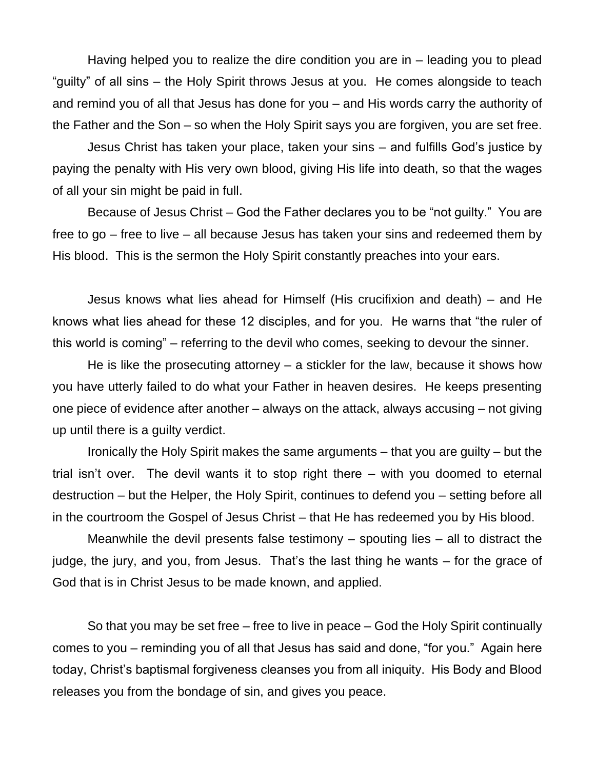Having helped you to realize the dire condition you are in – leading you to plead "guilty" of all sins – the Holy Spirit throws Jesus at you. He comes alongside to teach and remind you of all that Jesus has done for you – and His words carry the authority of the Father and the Son – so when the Holy Spirit says you are forgiven, you are set free.

Jesus Christ has taken your place, taken your sins – and fulfills God's justice by paying the penalty with His very own blood, giving His life into death, so that the wages of all your sin might be paid in full.

Because of Jesus Christ – God the Father declares you to be "not guilty." You are free to go – free to live – all because Jesus has taken your sins and redeemed them by His blood. This is the sermon the Holy Spirit constantly preaches into your ears.

Jesus knows what lies ahead for Himself (His crucifixion and death) – and He knows what lies ahead for these 12 disciples, and for you. He warns that "the ruler of this world is coming" – referring to the devil who comes, seeking to devour the sinner.

He is like the prosecuting attorney – a stickler for the law, because it shows how you have utterly failed to do what your Father in heaven desires. He keeps presenting one piece of evidence after another – always on the attack, always accusing – not giving up until there is a guilty verdict.

Ironically the Holy Spirit makes the same arguments – that you are guilty – but the trial isn't over. The devil wants it to stop right there – with you doomed to eternal destruction – but the Helper, the Holy Spirit, continues to defend you – setting before all in the courtroom the Gospel of Jesus Christ – that He has redeemed you by His blood.

Meanwhile the devil presents false testimony – spouting lies – all to distract the judge, the jury, and you, from Jesus. That's the last thing he wants – for the grace of God that is in Christ Jesus to be made known, and applied.

So that you may be set free – free to live in peace – God the Holy Spirit continually comes to you – reminding you of all that Jesus has said and done, "for you." Again here today, Christ's baptismal forgiveness cleanses you from all iniquity. His Body and Blood releases you from the bondage of sin, and gives you peace.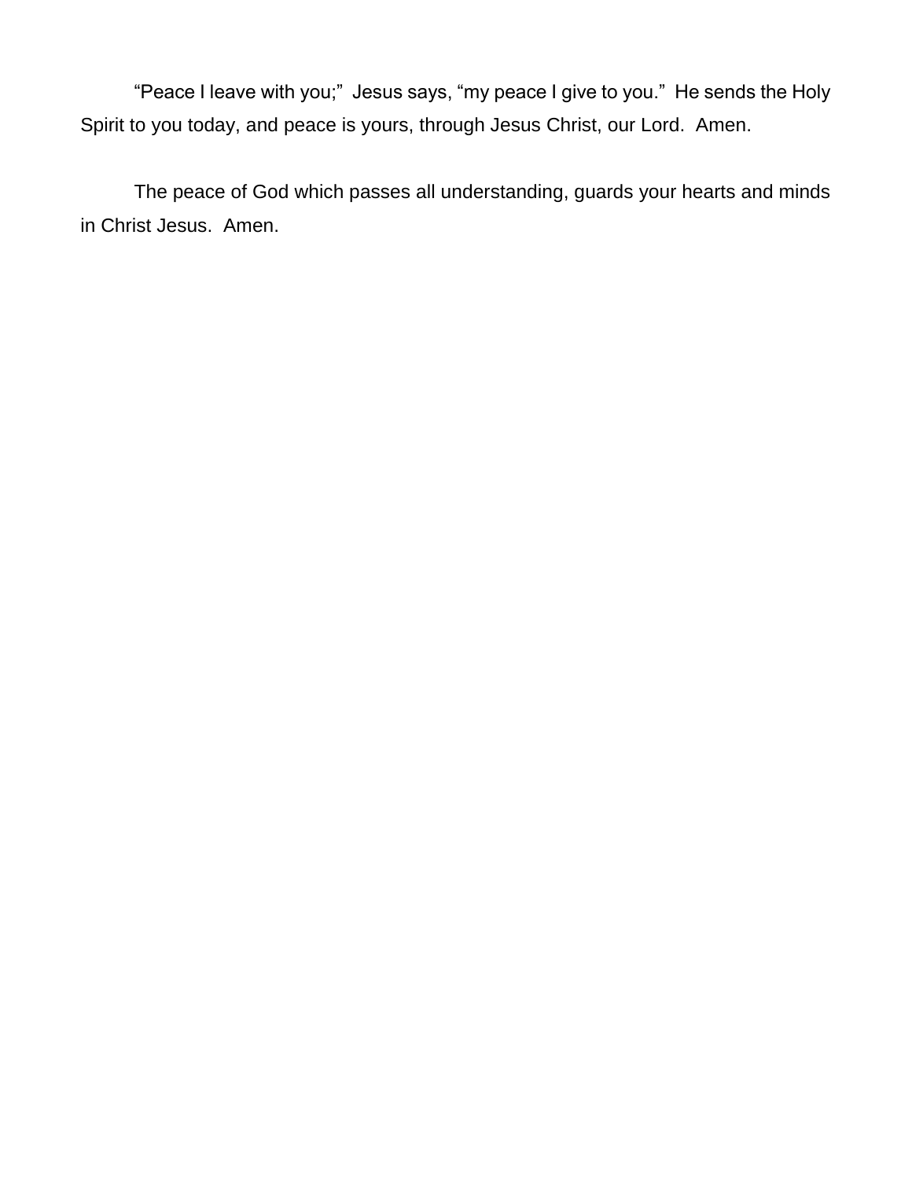“Peace I leave with you;”  Jesus says, “my peace I give to you.”  He sends the Holy Spirit to you today, and peace is yours, through Jesus Christ, our Lord.  Amen.

The peace of God which passes all understanding, guards your hearts and minds in Christ Jesus.  Amen.